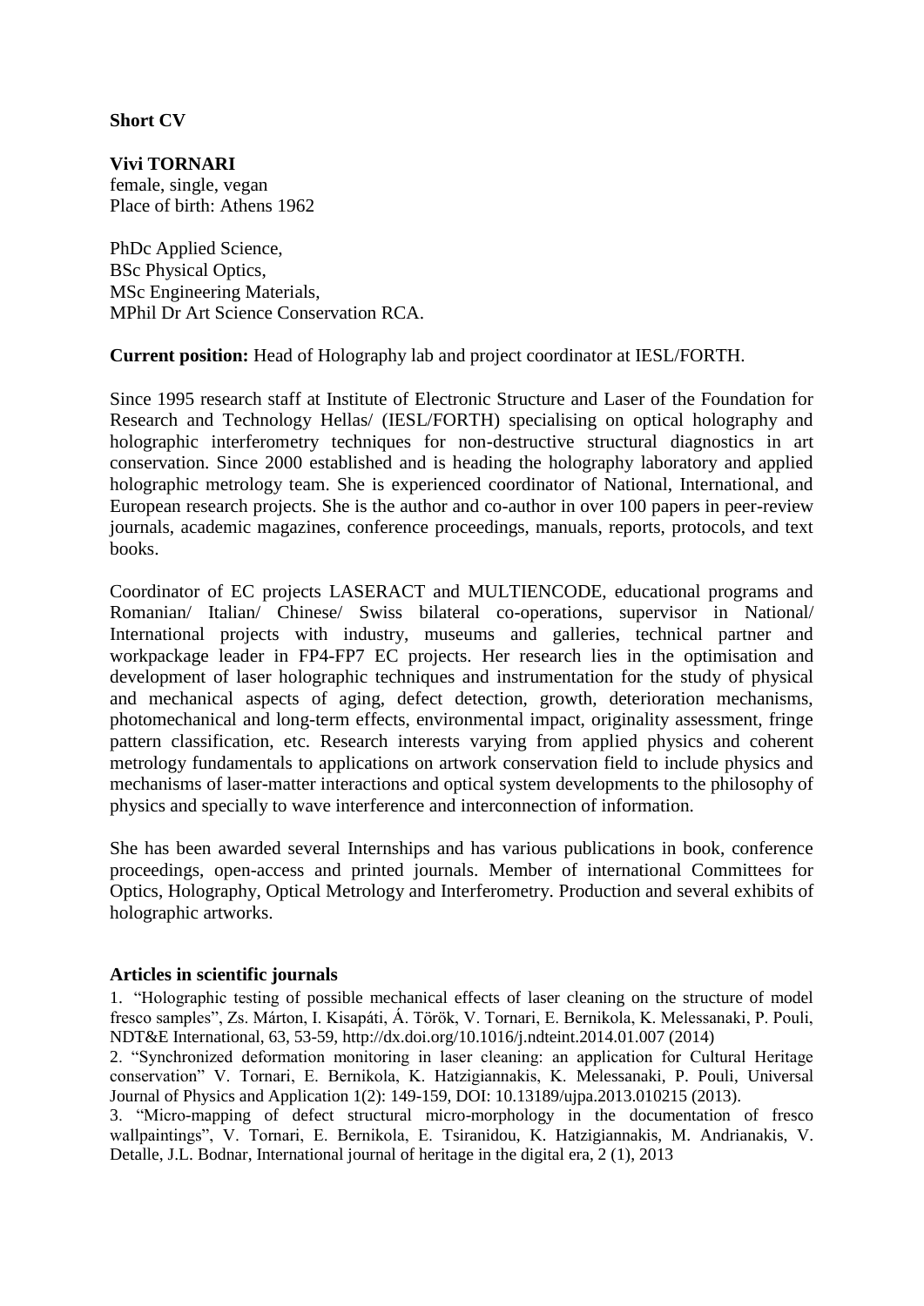**Short CV**

**Vivi TORNARI**
female, single, vegan
Place of birth: Athens 1962

PhDc Applied Science,
BSc Physical Optics,
MSc Engineering Materials,
MPhil Dr Art Science Conservation RCA.

**Current position:** Head of Holography lab and project coordinator at IESL/FORTH.

Since 1995 research staff at Institute of Electronic Structure and Laser of the Foundation for Research and Technology Hellas/ (IESL/FORTH) specialising on optical holography and holographic interferometry techniques for non-destructive structural diagnostics in art conservation. Since 2000 established and is heading the holography laboratory and applied holographic metrology team. She is experienced coordinator of National, International, and European research projects. She is the author and co-author in over 100 papers in peer-review journals, academic magazines, conference proceedings, manuals, reports, protocols, and text books.

Coordinator of EC projects LASERACT and MULTIENCODE, educational programs and Romanian/ Italian/ Chinese/ Swiss bilateral co-operations, supervisor in National/ International projects with industry, museums and galleries, technical partner and workpackage leader in FP4-FP7 EC projects. Her research lies in the optimisation and development of laser holographic techniques and instrumentation for the study of physical and mechanical aspects of aging, defect detection, growth, deterioration mechanisms, photomechanical and long-term effects, environmental impact, originality assessment, fringe pattern classification, etc. Research interests varying from applied physics and coherent metrology fundamentals to applications on artwork conservation field to include physics and mechanisms of laser-matter interactions and optical system developments to the philosophy of physics and specially to wave interference and interconnection of information.

She has been awarded several Internships and has various publications in book, conference proceedings, open-access and printed journals. Member of international Committees for Optics, Holography, Optical Metrology and Interferometry. Production and several exhibits of holographic artworks.

**Articles in scientific journals**

1. "Holographic testing of possible mechanical effects of laser cleaning on the structure of model fresco samples", Zs. Márton, I. Kisapáti, Á. Török, V. Tornari, E. Bernikola, K. Melessanaki, P. Pouli, NDT&E International, 63, 53-59, http://dx.doi.org/10.1016/j.ndteint.2014.01.007 (2014)
2. "Synchronized deformation monitoring in laser cleaning: an application for Cultural Heritage conservation" V. Tornari, E. Bernikola, K. Hatzigiannakis, K. Melessanaki, P. Pouli, Universal Journal of Physics and Application 1(2): 149-159, DOI: 10.13189/ujpa.2013.010215 (2013).
3. "Micro-mapping of defect structural micro-morphology in the documentation of fresco wallpaintings", V. Tornari, E. Bernikola, E. Tsiranidou, K. Hatzigiannakis, M. Andrianakis, V. Detalle, J.L. Bodnar, International journal of heritage in the digital era, 2 (1), 2013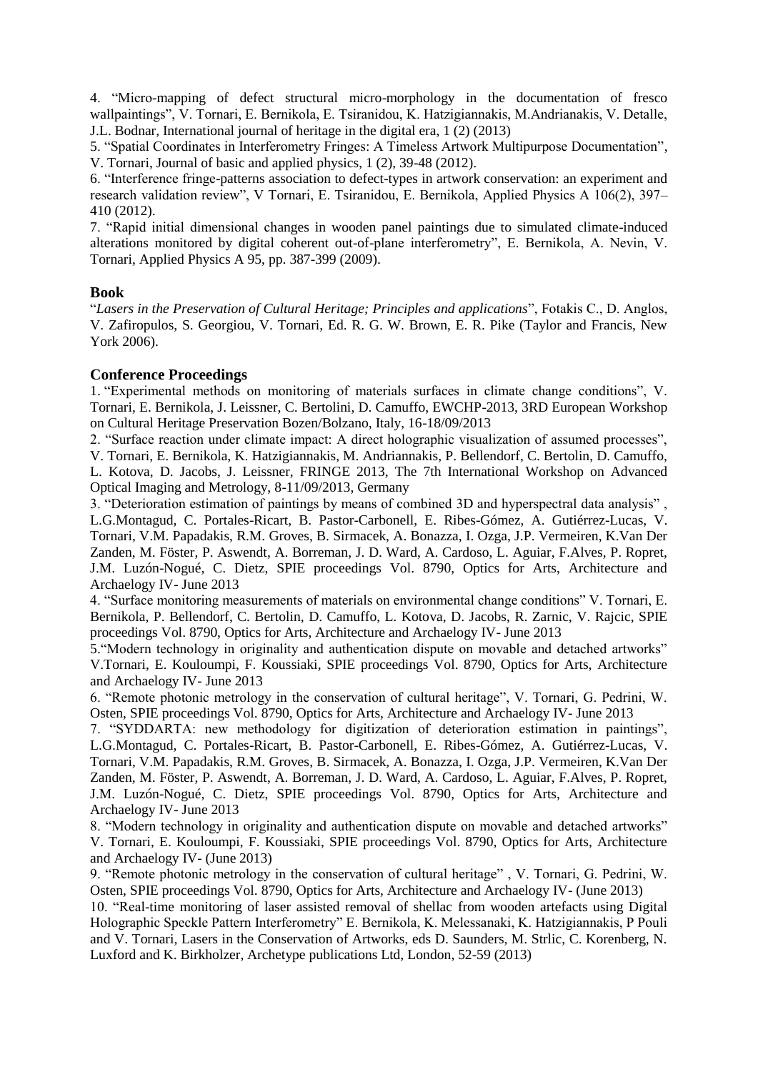4. "Micro-mapping of defect structural micro-morphology in the documentation of fresco wallpaintings", V. Tornari, E. Bernikola, E. Tsiranidou, K. Hatzigiannakis, M.Andrianakis, V. Detalle, J.L. Bodnar, International journal of heritage in the digital era, 1 (2) (2013)

5. "Spatial Coordinates in Interferometry Fringes: A Timeless Artwork Multipurpose Documentation", V. Tornari, Journal of basic and applied physics, 1 (2), 39-48 (2012).

6. "Interference fringe-patterns association to defect-types in artwork conservation: an experiment and research validation review", V Tornari, E. Tsiranidou, E. Bernikola, Applied Physics A 106(2), 397–410 (2012).

7. "Rapid initial dimensional changes in wooden panel paintings due to simulated climate-induced alterations monitored by digital coherent out-of-plane interferometry", E. Bernikola, A. Nevin, V. Tornari, Applied Physics A 95, pp. 387-399 (2009).

### Book

"*Lasers in the Preservation of Cultural Heritage; Principles and applications*", Fotakis C., D. Anglos, V. Zafiropulos, S. Georgiou, V. Tornari, Ed. R. G. W. Brown, E. R. Pike (Taylor and Francis, New York 2006).

### Conference Proceedings

1. "Experimental methods on monitoring of materials surfaces in climate change conditions", V. Tornari, E. Bernikola, J. Leissner, C. Bertolini, D. Camuffo, EWCHP-2013, 3RD European Workshop on Cultural Heritage Preservation Bozen/Bolzano, Italy, 16-18/09/2013

2. "Surface reaction under climate impact: A direct holographic visualization of assumed processes", V. Tornari, E. Bernikola, K. Hatzigiannakis, M. Andriannakis, P. Bellendorf, C. Bertolin, D. Camuffo, L. Kotova, D. Jacobs, J. Leissner, FRINGE 2013, The 7th International Workshop on Advanced Optical Imaging and Metrology, 8-11/09/2013, Germany

3. "Deterioration estimation of paintings by means of combined 3D and hyperspectral data analysis" , L.G.Montagud, C. Portales-Ricart, B. Pastor-Carbonell, E. Ribes-Gómez, A. Gutiérrez-Lucas, V. Tornari, V.M. Papadakis, R.M. Groves, B. Sirmacek, A. Bonazza, I. Ozga, J.P. Vermeiren, K.Van Der Zanden, M. Föster, P. Aswendt, A. Borreman, J. D. Ward, A. Cardoso, L. Aguiar, F.Alves, P. Ropret, J.M. Luzón-Nogué, C. Dietz, SPIE proceedings Vol. 8790, Optics for Arts, Architecture and Archaelogy IV- June 2013

4. "Surface monitoring measurements of materials on environmental change conditions" V. Tornari, E. Bernikola, P. Bellendorf, C. Bertolin, D. Camuffo, L. Kotova, D. Jacobs, R. Zarnic, V. Rajcic, SPIE proceedings Vol. 8790, Optics for Arts, Architecture and Archaelogy IV- June 2013

5."Modern technology in originality and authentication dispute on movable and detached artworks" V.Tornari, E. Kouloumpi, F. Koussiaki, SPIE proceedings Vol. 8790, Optics for Arts, Architecture and Archaelogy IV- June 2013

6. "Remote photonic metrology in the conservation of cultural heritage", V. Tornari, G. Pedrini, W. Osten, SPIE proceedings Vol. 8790, Optics for Arts, Architecture and Archaelogy IV- June 2013

7. "SYDDARTA: new methodology for digitization of deterioration estimation in paintings", L.G.Montagud, C. Portales-Ricart, B. Pastor-Carbonell, E. Ribes-Gómez, A. Gutiérrez-Lucas, V. Tornari, V.M. Papadakis, R.M. Groves, B. Sirmacek, A. Bonazza, I. Ozga, J.P. Vermeiren, K.Van Der Zanden, M. Föster, P. Aswendt, A. Borreman, J. D. Ward, A. Cardoso, L. Aguiar, F.Alves, P. Ropret, J.M. Luzón-Nogué, C. Dietz, SPIE proceedings Vol. 8790, Optics for Arts, Architecture and Archaelogy IV- June 2013

8. "Modern technology in originality and authentication dispute on movable and detached artworks" V. Tornari, E. Kouloumpi, F. Koussiaki, SPIE proceedings Vol. 8790, Optics for Arts, Architecture and Archaelogy IV- (June 2013)

9. "Remote photonic metrology in the conservation of cultural heritage" , V. Tornari, G. Pedrini, W. Osten, SPIE proceedings Vol. 8790, Optics for Arts, Architecture and Archaelogy IV- (June 2013)

10. "Real-time monitoring of laser assisted removal of shellac from wooden artefacts using Digital Holographic Speckle Pattern Interferometry" E. Bernikola, K. Melessanaki, K. Hatzigiannakis, P Pouli and V. Tornari, Lasers in the Conservation of Artworks, eds D. Saunders, M. Strlic, C. Korenberg, N. Luxford and K. Birkholzer, Archetype publications Ltd, London, 52-59 (2013)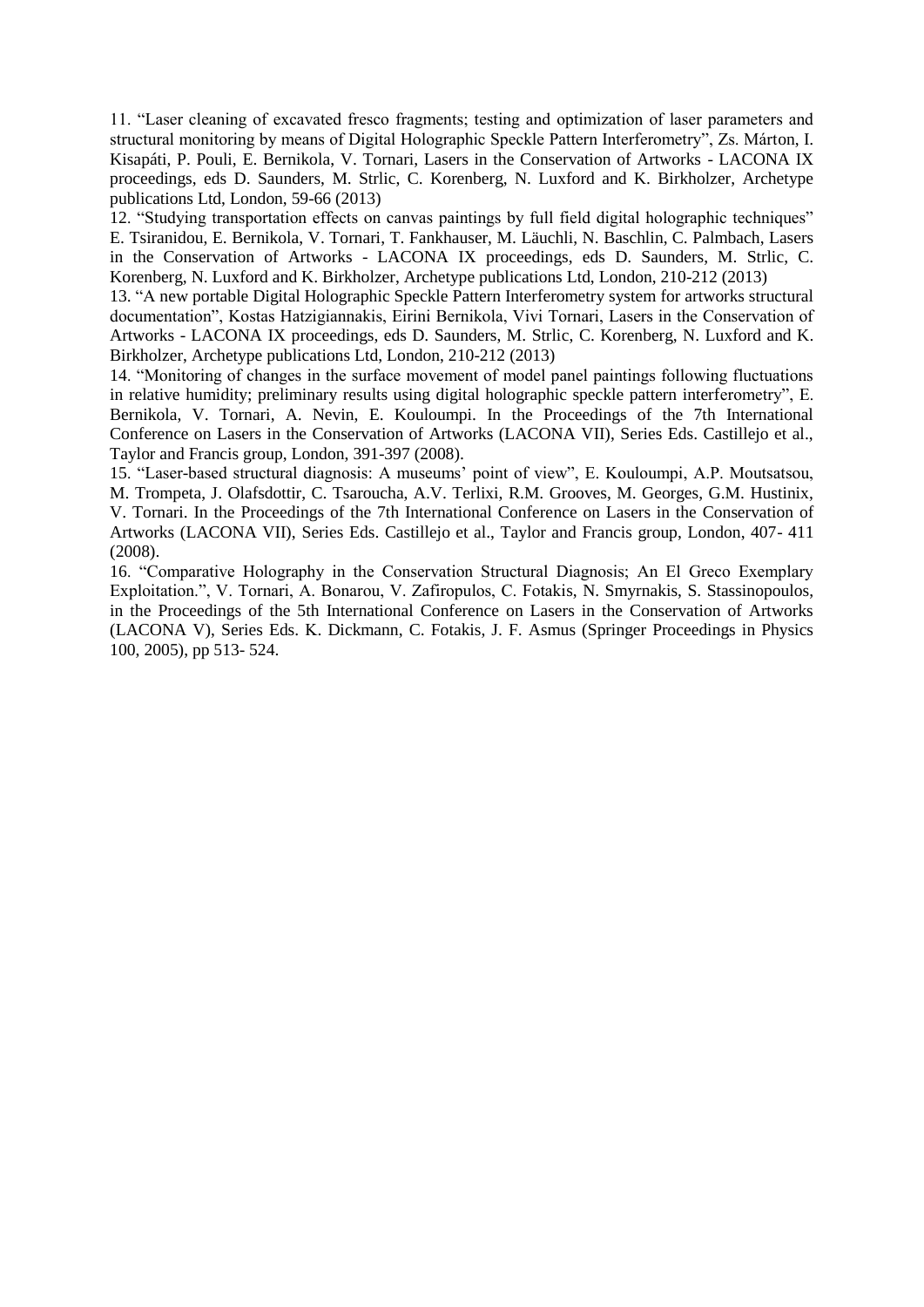11. “Laser cleaning of excavated fresco fragments; testing and optimization of laser parameters and structural monitoring by means of Digital Holographic Speckle Pattern Interferometry”, Zs. Márton, I. Kisapáti, P. Pouli, E. Bernikola, V. Tornari, Lasers in the Conservation of Artworks - LACONA IX proceedings, eds D. Saunders, M. Strlic, C. Korenberg, N. Luxford and K. Birkholzer, Archetype publications Ltd, London, 59-66 (2013)

12. “Studying transportation effects on canvas paintings by full field digital holographic techniques” E. Tsiranidou, E. Bernikola, V. Tornari, T. Fankhauser, M. Läuchli, N. Baschlin, C. Palmbach, Lasers in the Conservation of Artworks - LACONA IX proceedings, eds D. Saunders, M. Strlic, C. Korenberg, N. Luxford and K. Birkholzer, Archetype publications Ltd, London, 210-212 (2013)

13. “A new portable Digital Holographic Speckle Pattern Interferometry system for artworks structural documentation”, Kostas Hatzigiannakis, Eirini Bernikola, Vivi Tornari, Lasers in the Conservation of Artworks - LACONA IX proceedings, eds D. Saunders, M. Strlic, C. Korenberg, N. Luxford and K. Birkholzer, Archetype publications Ltd, London, 210-212 (2013)

14. “Monitoring of changes in the surface movement of model panel paintings following fluctuations in relative humidity; preliminary results using digital holographic speckle pattern interferometry”, E. Bernikola, V. Tornari, A. Nevin, E. Kouloumpi. In the Proceedings of the 7th International Conference on Lasers in the Conservation of Artworks (LACONA VII), Series Eds. Castillejo et al., Taylor and Francis group, London, 391-397 (2008).

15. “Laser-based structural diagnosis: A museums’ point of view”, E. Kouloumpi, A.P. Moutsatsou, M. Trompeta, J. Olafsdottir, C. Tsaroucha, A.V. Terlixi, R.M. Grooves, M. Georges, G.M. Hustinix, V. Tornari. In the Proceedings of the 7th International Conference on Lasers in the Conservation of Artworks (LACONA VII), Series Eds. Castillejo et al., Taylor and Francis group, London, 407- 411 (2008).

16. “Comparative Holography in the Conservation Structural Diagnosis; An El Greco Exemplary Exploitation.”, V. Tornari, A. Bonarou, V. Zafiropulos, C. Fotakis, N. Smyrnakis, S. Stassinopoulos, in the Proceedings of the 5th International Conference on Lasers in the Conservation of Artworks (LACONA V), Series Eds. K. Dickmann, C. Fotakis, J. F. Asmus (Springer Proceedings in Physics 100, 2005), pp 513- 524.